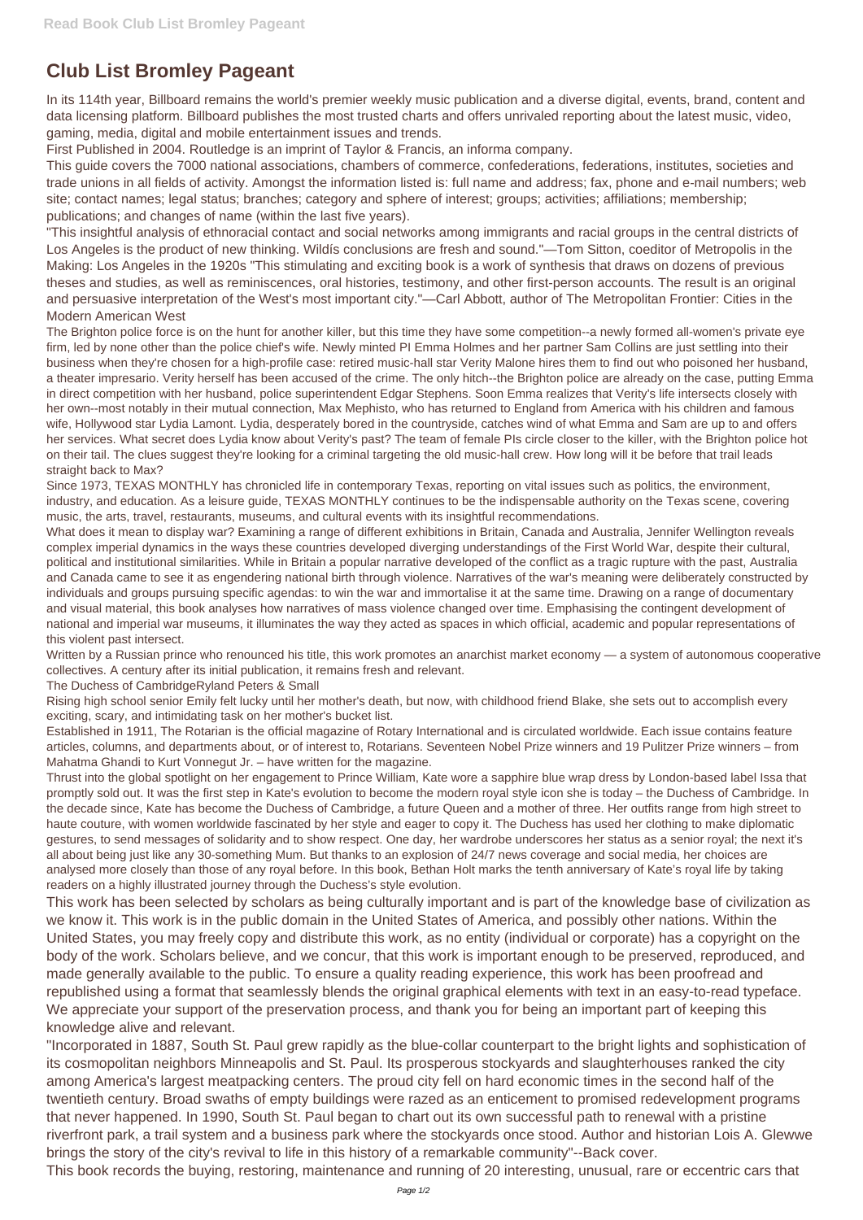# Club List Bromley Pageant

In its 114th year, Billboard remains the world's premier weekly music publication and a diverse digital, events, brand, content and data licensing platform. Billboard publishes the most trusted charts and offers unrivaled reporting about the latest music, video, gaming, media, digital and mobile entertainment issues and trends.

First Published in 2004. Routledge is an imprint of Taylor & Francis, an informa company.

This guide covers the 7000 national associations, chambers of commerce, confederations, federations, institutes, societies and trade unions in all fields of activity. Amongst the information listed is: full name and address; fax, phone and e-mail numbers; web site; contact names; legal status; branches; category and sphere of interest; groups; activities; affiliations; membership; publications; and changes of name (within the last five years).

"This insightful analysis of ethnoracial contact and social networks among immigrants and racial groups in the central districts of Los Angeles is the product of new thinking. Wildís conclusions are fresh and sound."—Tom Sitton, coeditor of Metropolis in the Making: Los Angeles in the 1920s "This stimulating and exciting book is a work of synthesis that draws on dozens of previous theses and studies, as well as reminiscences, oral histories, testimony, and other first-person accounts. The result is an original and persuasive interpretation of the West's most important city."—Carl Abbott, author of The Metropolitan Frontier: Cities in the Modern American West

The Brighton police force is on the hunt for another killer, but this time they have some competition--a newly formed all-women's private eye firm, led by none other than the police chief's wife. Newly minted PI Emma Holmes and her partner Sam Collins are just settling into their business when they're chosen for a high-profile case: retired music-hall star Verity Malone hires them to find out who poisoned her husband, a theater impresario. Verity herself has been accused of the crime. The only hitch--the Brighton police are already on the case, putting Emma in direct competition with her husband, police superintendent Edgar Stephens. Soon Emma realizes that Verity's life intersects closely with her own--most notably in their mutual connection, Max Mephisto, who has returned to England from America with his children and famous wife, Hollywood star Lydia Lamont. Lydia, desperately bored in the countryside, catches wind of what Emma and Sam are up to and offers her services. What secret does Lydia know about Verity's past? The team of female PIs circle closer to the killer, with the Brighton police hot on their tail. The clues suggest they're looking for a criminal targeting the old music-hall crew. How long will it be before that trail leads straight back to Max?

Since 1973, TEXAS MONTHLY has chronicled life in contemporary Texas, reporting on vital issues such as politics, the environment, industry, and education. As a leisure guide, TEXAS MONTHLY continues to be the indispensable authority on the Texas scene, covering music, the arts, travel, restaurants, museums, and cultural events with its insightful recommendations.

What does it mean to display war? Examining a range of different exhibitions in Britain, Canada and Australia, Jennifer Wellington reveals complex imperial dynamics in the ways these countries developed diverging understandings of the First World War, despite their cultural, political and institutional similarities. While in Britain a popular narrative developed of the conflict as a tragic rupture with the past, Australia and Canada came to see it as engendering national birth through violence. Narratives of the war's meaning were deliberately constructed by individuals and groups pursuing specific agendas: to win the war and immortalise it at the same time. Drawing on a range of documentary and visual material, this book analyses how narratives of mass violence changed over time. Emphasising the contingent development of national and imperial war museums, it illuminates the way they acted as spaces in which official, academic and popular representations of this violent past intersect.

Written by a Russian prince who renounced his title, this work promotes an anarchist market economy — a system of autonomous cooperative collectives. A century after its initial publication, it remains fresh and relevant.

The Duchess of CambridgeRyland Peters & Small

Rising high school senior Emily felt lucky until her mother's death, but now, with childhood friend Blake, she sets out to accomplish every exciting, scary, and intimidating task on her mother's bucket list.

Established in 1911, The Rotarian is the official magazine of Rotary International and is circulated worldwide. Each issue contains feature articles, columns, and departments about, or of interest to, Rotarians. Seventeen Nobel Prize winners and 19 Pulitzer Prize winners – from Mahatma Ghandi to Kurt Vonnegut Jr. – have written for the magazine.

Thrust into the global spotlight on her engagement to Prince William, Kate wore a sapphire blue wrap dress by London-based label Issa that promptly sold out. It was the first step in Kate's evolution to become the modern royal style icon she is today – the Duchess of Cambridge. In the decade since, Kate has become the Duchess of Cambridge, a future Queen and a mother of three. Her outfits range from high street to haute couture, with women worldwide fascinated by her style and eager to copy it. The Duchess has used her clothing to make diplomatic gestures, to send messages of solidarity and to show respect. One day, her wardrobe underscores her status as a senior royal; the next it's all about being just like any 30-something Mum. But thanks to an explosion of 24/7 news coverage and social media, her choices are analysed more closely than those of any royal before. In this book, Bethan Holt marks the tenth anniversary of Kate's royal life by taking readers on a highly illustrated journey through the Duchess's style evolution.

This work has been selected by scholars as being culturally important and is part of the knowledge base of civilization as we know it. This work is in the public domain in the United States of America, and possibly other nations. Within the United States, you may freely copy and distribute this work, as no entity (individual or corporate) has a copyright on the body of the work. Scholars believe, and we concur, that this work is important enough to be preserved, reproduced, and made generally available to the public. To ensure a quality reading experience, this work has been proofread and republished using a format that seamlessly blends the original graphical elements with text in an easy-to-read typeface. We appreciate your support of the preservation process, and thank you for being an important part of keeping this knowledge alive and relevant.

"Incorporated in 1887, South St. Paul grew rapidly as the blue-collar counterpart to the bright lights and sophistication of its cosmopolitan neighbors Minneapolis and St. Paul. Its prosperous stockyards and slaughterhouses ranked the city among America's largest meatpacking centers. The proud city fell on hard economic times in the second half of the twentieth century. Broad swaths of empty buildings were razed as an enticement to promised redevelopment programs that never happened. In 1990, South St. Paul began to chart out its own successful path to renewal with a pristine riverfront park, a trail system and a business park where the stockyards once stood. Author and historian Lois A. Glewwe brings the story of the city's revival to life in this history of a remarkable community"--Back cover.

This book records the buying, restoring, maintenance and running of 20 interesting, unusual, rare or eccentric cars that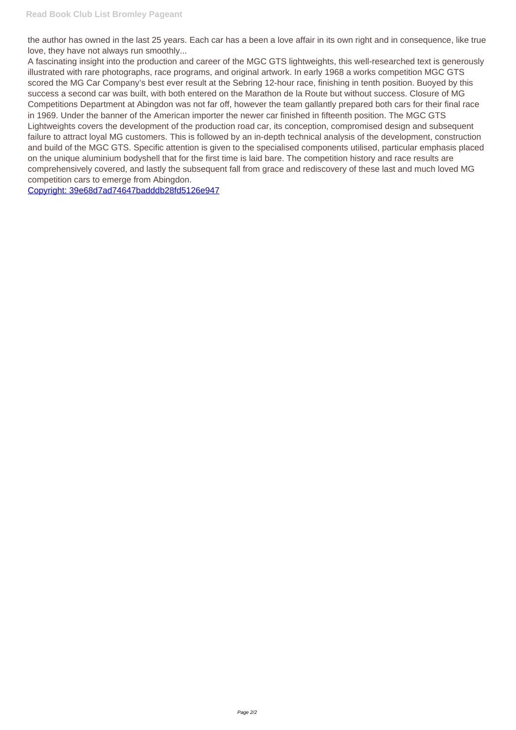the author has owned in the last 25 years. Each car has a been a love affair in its own right and in consequence, like true love, they have not always run smoothly...

A fascinating insight into the production and career of the MGC GTS lightweights, this well-researched text is generously illustrated with rare photographs, race programs, and original artwork. In early 1968 a works competition MGC GTS scored the MG Car Company's best ever result at the Sebring 12-hour race, finishing in tenth position. Buoyed by this success a second car was built, with both entered on the Marathon de la Route but without success. Closure of MG Competitions Department at Abingdon was not far off, however the team gallantly prepared both cars for their final race in 1969. Under the banner of the American importer the newer car finished in fifteenth position. The MGC GTS Lightweights covers the development of the production road car, its conception, compromised design and subsequent failure to attract loyal MG customers. This is followed by an in-depth technical analysis of the development, construction and build of the MGC GTS. Specific attention is given to the specialised components utilised, particular emphasis placed on the unique aluminium bodyshell that for the first time is laid bare. The competition history and race results are comprehensively covered, and lastly the subsequent fall from grace and rediscovery of these last and much loved MG competition cars to emerge from Abingdon.

Copyright: 39e68d7ad74647badddb28fd5126e947